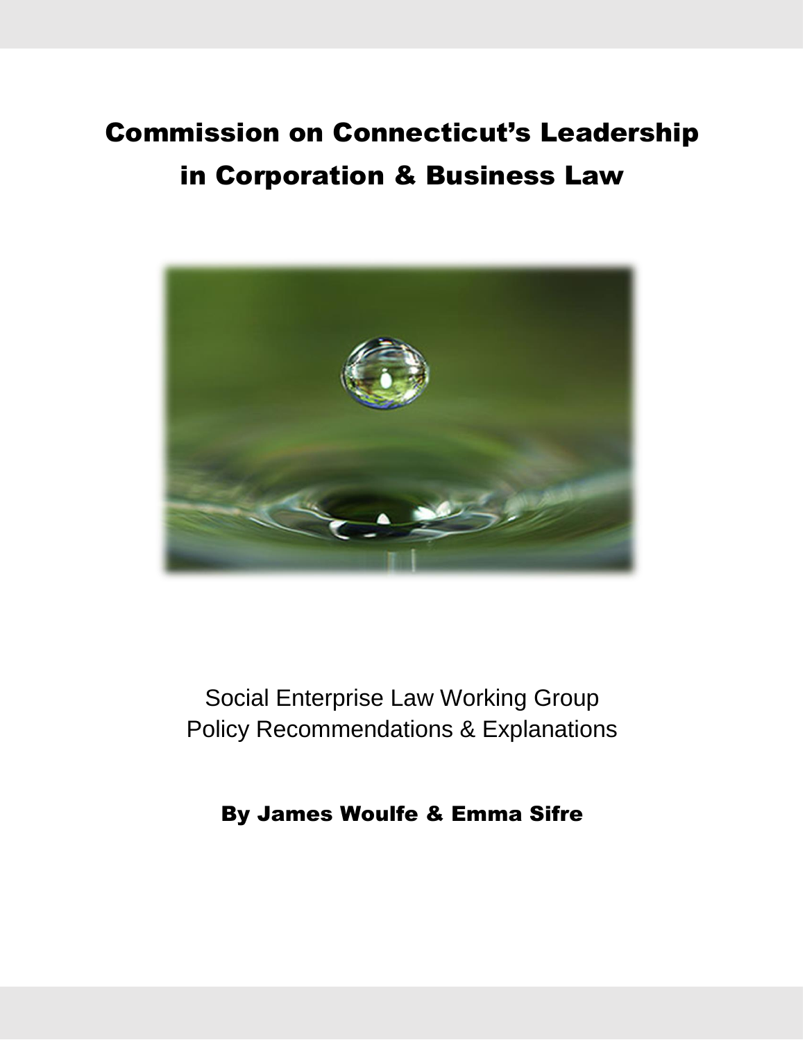# Commission on Connecticut's Leadership in Corporation & Business Law

Social Enterprise Law Working Group
Policy Recommendations & Explanations

**By James Woulfe & Emma Sifre**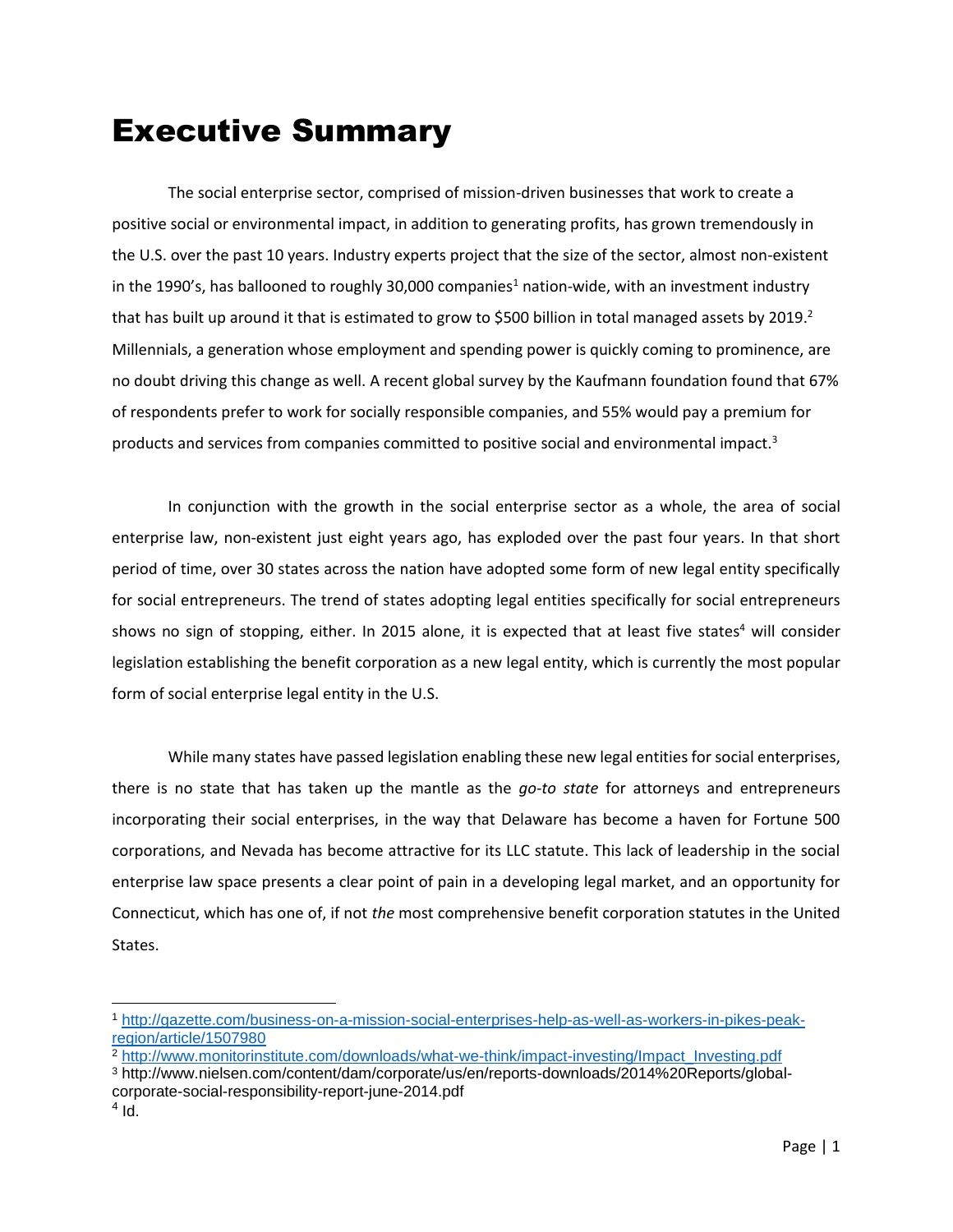# Executive Summary

The social enterprise sector, comprised of mission-driven businesses that work to create a positive social or environmental impact, in addition to generating profits, has grown tremendously in the U.S. over the past 10 years. Industry experts project that the size of the sector, almost non-existent in the 1990's, has ballooned to roughly 30,000 companies[1] nation-wide, with an investment industry that has built up around it that is estimated to grow to $500 billion in total managed assets by 2019.[2] Millennials, a generation whose employment and spending power is quickly coming to prominence, are no doubt driving this change as well. A recent global survey by the Kaufmann foundation found that 67% of respondents prefer to work for socially responsible companies, and 55% would pay a premium for products and services from companies committed to positive social and environmental impact.[3]

In conjunction with the growth in the social enterprise sector as a whole, the area of social enterprise law, non-existent just eight years ago, has exploded over the past four years. In that short period of time, over 30 states across the nation have adopted some form of new legal entity specifically for social entrepreneurs. The trend of states adopting legal entities specifically for social entrepreneurs shows no sign of stopping, either. In 2015 alone, it is expected that at least five states[4] will consider legislation establishing the benefit corporation as a new legal entity, which is currently the most popular form of social enterprise legal entity in the U.S.

While many states have passed legislation enabling these new legal entities for social enterprises, there is no state that has taken up the mantle as the *go-to state* for attorneys and entrepreneurs incorporating their social enterprises, in the way that Delaware has become a haven for Fortune 500 corporations, and Nevada has become attractive for its LLC statute. This lack of leadership in the social enterprise law space presents a clear point of pain in a developing legal market, and an opportunity for Connecticut, which has one of, if not *the* most comprehensive benefit corporation statutes in the United States.

---

[1] http://gazette.com/business-on-a-mission-social-enterprises-help-as-well-as-workers-in-pikes-peak-region/article/1507980

[2] http://www.monitorinstitute.com/downloads/what-we-think/impact-investing/Impact_Investing.pdf

[3] http://www.nielsen.com/content/dam/corporate/us/en/reports-downloads/2014%20Reports/global-corporate-social-responsibility-report-june-2014.pdf

[4] Id.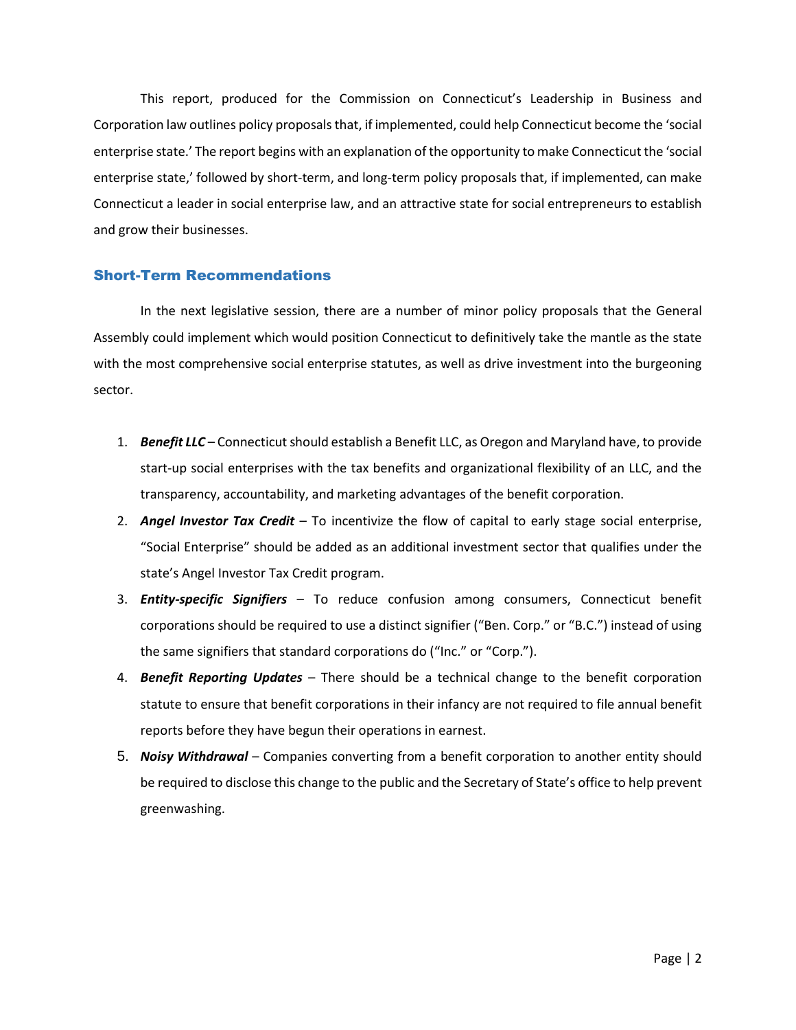This report, produced for the Commission on Connecticut's Leadership in Business and Corporation law outlines policy proposals that, if implemented, could help Connecticut become the 'social enterprise state.' The report begins with an explanation of the opportunity to make Connecticut the 'social enterprise state,' followed by short-term, and long-term policy proposals that, if implemented, can make Connecticut a leader in social enterprise law, and an attractive state for social entrepreneurs to establish and grow their businesses.

## Short-Term Recommendations

In the next legislative session, there are a number of minor policy proposals that the General Assembly could implement which would position Connecticut to definitively take the mantle as the state with the most comprehensive social enterprise statutes, as well as drive investment into the burgeoning sector.

1. ***Benefit LLC*** – Connecticut should establish a Benefit LLC, as Oregon and Maryland have, to provide start-up social enterprises with the tax benefits and organizational flexibility of an LLC, and the transparency, accountability, and marketing advantages of the benefit corporation.
2. ***Angel Investor Tax Credit*** – To incentivize the flow of capital to early stage social enterprise, "Social Enterprise" should be added as an additional investment sector that qualifies under the state's Angel Investor Tax Credit program.
3. ***Entity-specific Signifiers*** – To reduce confusion among consumers, Connecticut benefit corporations should be required to use a distinct signifier ("Ben. Corp." or "B.C.") instead of using the same signifiers that standard corporations do ("Inc." or "Corp.").
4. ***Benefit Reporting Updates*** – There should be a technical change to the benefit corporation statute to ensure that benefit corporations in their infancy are not required to file annual benefit reports before they have begun their operations in earnest.
5. ***Noisy Withdrawal*** – Companies converting from a benefit corporation to another entity should be required to disclose this change to the public and the Secretary of State's office to help prevent greenwashing.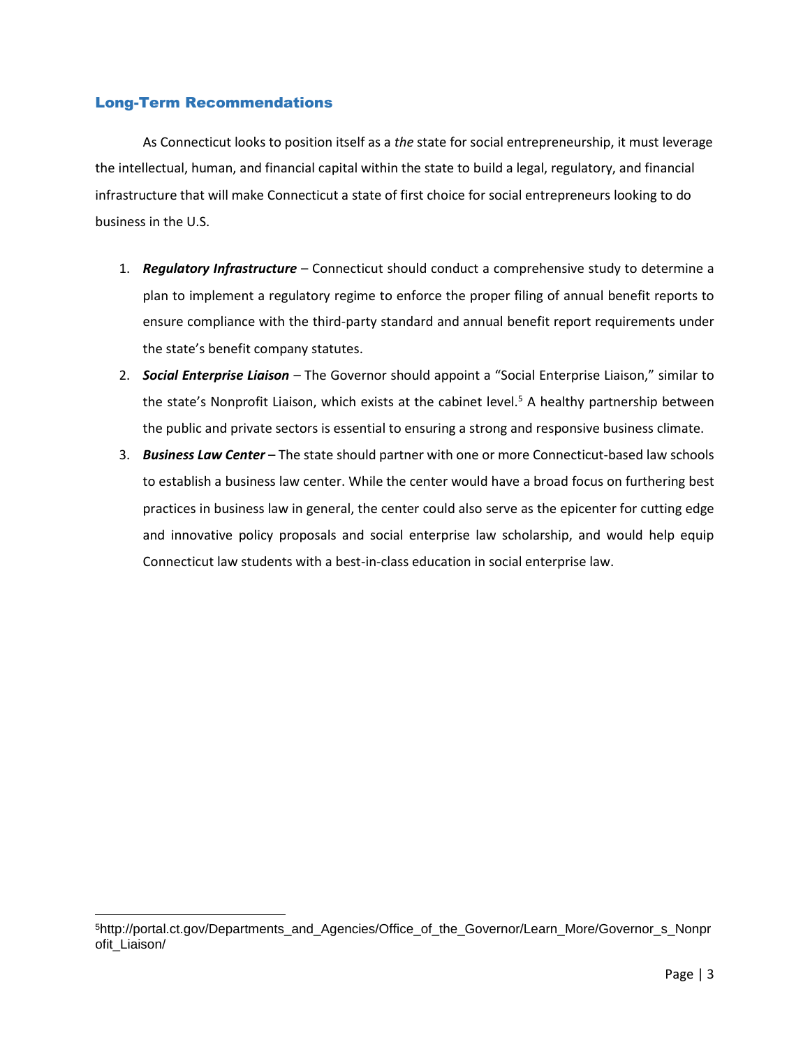## Long-Term Recommendations

As Connecticut looks to position itself as a *the* state for social entrepreneurship, it must leverage the intellectual, human, and financial capital within the state to build a legal, regulatory, and financial infrastructure that will make Connecticut a state of first choice for social entrepreneurs looking to do business in the U.S.

1. ***Regulatory Infrastructure*** – Connecticut should conduct a comprehensive study to determine a plan to implement a regulatory regime to enforce the proper filing of annual benefit reports to ensure compliance with the third-party standard and annual benefit report requirements under the state's benefit company statutes.
2. ***Social Enterprise Liaison*** – The Governor should appoint a "Social Enterprise Liaison," similar to the state's Nonprofit Liaison, which exists at the cabinet level.[5] A healthy partnership between the public and private sectors is essential to ensuring a strong and responsive business climate.
3. ***Business Law Center*** – The state should partner with one or more Connecticut-based law schools to establish a business law center. While the center would have a broad focus on furthering best practices in business law in general, the center could also serve as the epicenter for cutting edge and innovative policy proposals and social enterprise law scholarship, and would help equip Connecticut law students with a best-in-class education in social enterprise law.

---

[5] http://portal.ct.gov/Departments_and_Agencies/Office_of_the_Governor/Learn_More/Governor_s_Nonprofit_Liaison/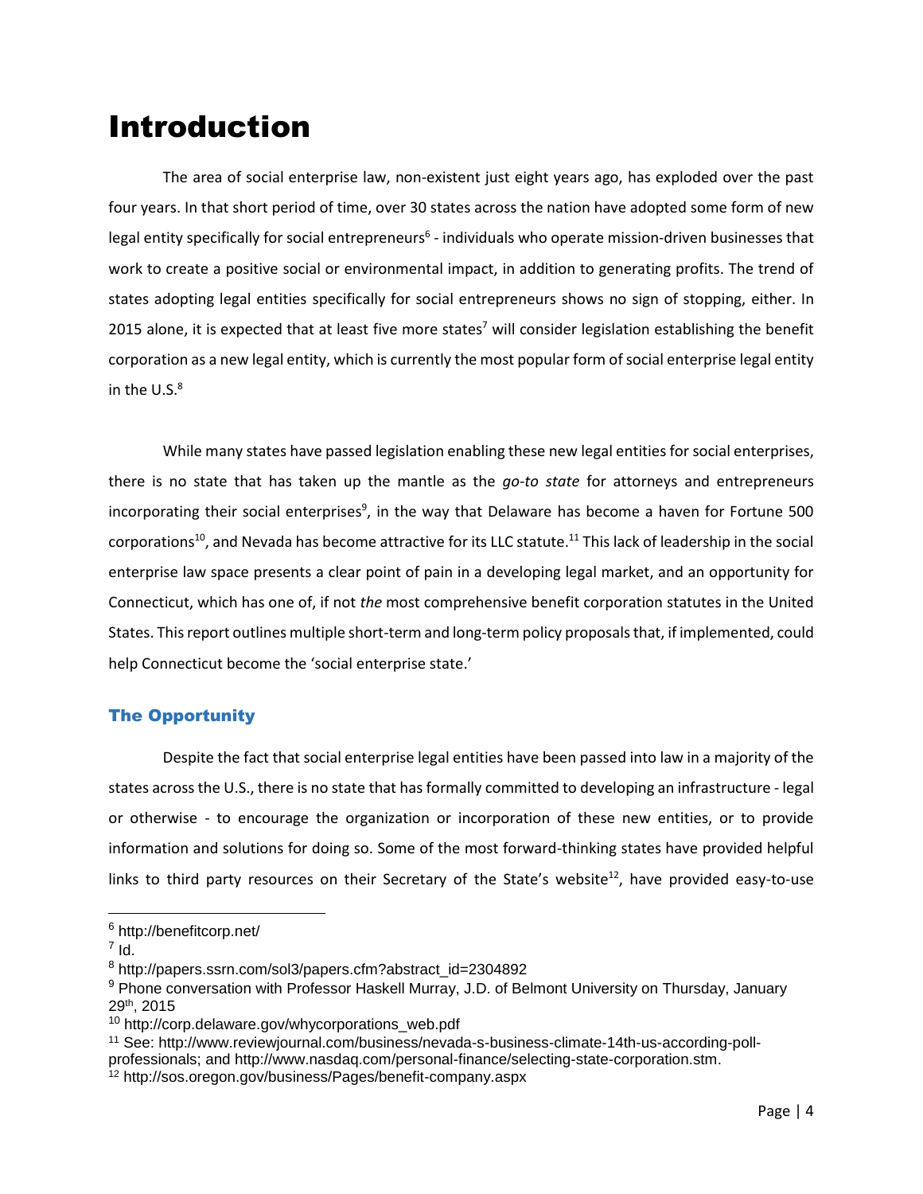# Introduction

The area of social enterprise law, non-existent just eight years ago, has exploded over the past four years. In that short period of time, over 30 states across the nation have adopted some form of new legal entity specifically for social entrepreneurs[6] - individuals who operate mission-driven businesses that work to create a positive social or environmental impact, in addition to generating profits. The trend of states adopting legal entities specifically for social entrepreneurs shows no sign of stopping, either. In 2015 alone, it is expected that at least five more states[7] will consider legislation establishing the benefit corporation as a new legal entity, which is currently the most popular form of social enterprise legal entity in the U.S.[8]

While many states have passed legislation enabling these new legal entities for social enterprises, there is no state that has taken up the mantle as the *go-to state* for attorneys and entrepreneurs incorporating their social enterprises[9], in the way that Delaware has become a haven for Fortune 500 corporations[10], and Nevada has become attractive for its LLC statute.[11] This lack of leadership in the social enterprise law space presents a clear point of pain in a developing legal market, and an opportunity for Connecticut, which has one of, if not *the* most comprehensive benefit corporation statutes in the United States. This report outlines multiple short-term and long-term policy proposals that, if implemented, could help Connecticut become the 'social enterprise state.'

## The Opportunity

Despite the fact that social enterprise legal entities have been passed into law in a majority of the states across the U.S., there is no state that has formally committed to developing an infrastructure - legal or otherwise - to encourage the organization or incorporation of these new entities, or to provide information and solutions for doing so. Some of the most forward-thinking states have provided helpful links to third party resources on their Secretary of the State's website[12], have provided easy-to-use

---

[6] http://benefitcorp.net/

[7] Id.

[8] http://papers.ssrn.com/sol3/papers.cfm?abstract_id=2304892

[9] Phone conversation with Professor Haskell Murray, J.D. of Belmont University on Thursday, January 29th, 2015

[10] http://corp.delaware.gov/whycorporations_web.pdf

[11] See: http://www.reviewjournal.com/business/nevada-s-business-climate-14th-us-according-poll-professionals; and http://www.nasdaq.com/personal-finance/selecting-state-corporation.stm.

[12] http://sos.oregon.gov/business/Pages/benefit-company.aspx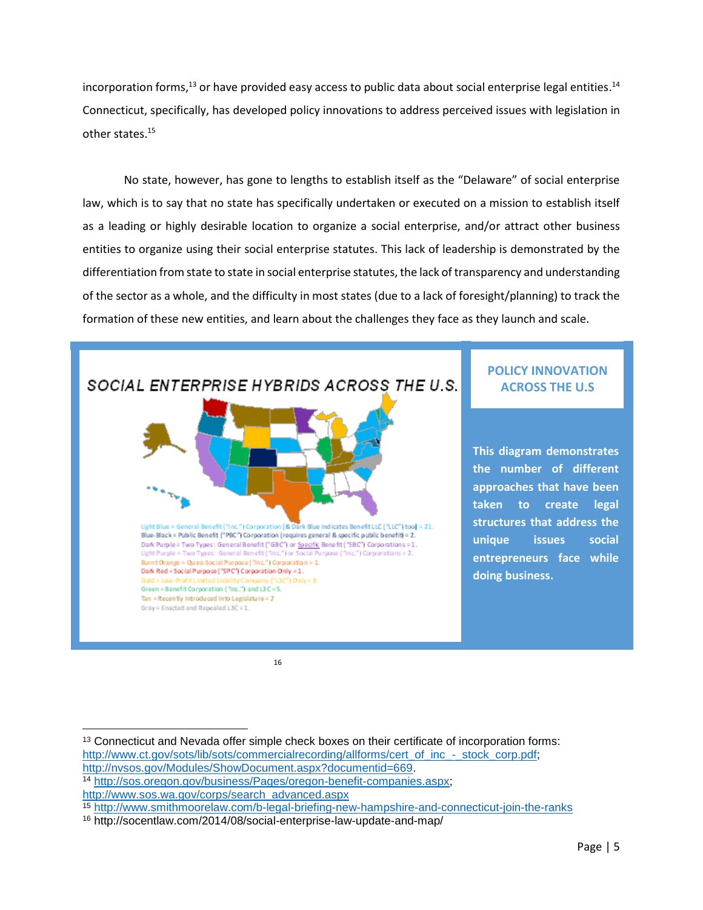incorporation forms,[13] or have provided easy access to public data about social enterprise legal entities.[14] Connecticut, specifically, has developed policy innovations to address perceived issues with legislation in other states.[15]

No state, however, has gone to lengths to establish itself as the "Delaware" of social enterprise law, which is to say that no state has specifically undertaken or executed on a mission to establish itself as a leading or highly desirable location to organize a social enterprise, and/or attract other business entities to organize using their social enterprise statutes. This lack of leadership is demonstrated by the differentiation from state to state in social enterprise statutes, the lack of transparency and understanding of the sector as a whole, and the difficulty in most states (due to a lack of foresight/planning) to track the formation of these new entities, and learn about the challenges they face as they launch and scale.

SOCIAL ENTERPRISE HYBRIDS ACROSS THE U.S.

Light Blue = General Benefit ("Inc.") Corporation [& Dark Blue indicates Benefit LLC ("LLC") too] = 21.
Blue-Black = Public Benefit ("PBC") Corporation (requires general & specific public benefit) = 2.
Dark Purple = Two Types: General Benefit ("GBC") or Specific Benefit ("SBC") Corporations = 1.
Light Purple = Two Types: General Benefit ("Inc.") or Social Purpose ("Inc.") Corporations = 2.
Burnt Orange = Quasi-Social Purpose ("Inc.") Corporation = 1.
Dark Red = Social Purpose ("SPC") Corporation Only = 1.
Gold = Low-Profit Limited Liability Company ("L3C") Only = 3.
Green = Benefit Corporation ("Inc.") and L3C = 5.
Tan = Recently Introduced into Legislature = 7
Gray = Enacted and Repealed L3C = 1.

[16]

**POLICY INNOVATION ACROSS THE U.S**

**This diagram demonstrates the number of different approaches that have been taken to create legal structures that address the unique issues social entrepreneurs face while doing business.**

---

[13] Connecticut and Nevada offer simple check boxes on their certificate of incorporation forms: http://www.ct.gov/sots/lib/sots/commercialrecording/allforms/cert_of_inc_-_stock_corp.pdf; http://nvsos.gov/Modules/ShowDocument.aspx?documentid=669.

[14] http://sos.oregon.gov/business/Pages/oregon-benefit-companies.aspx; http://www.sos.wa.gov/corps/search_advanced.aspx

[15] http://www.smithmoorelaw.com/b-legal-briefing-new-hampshire-and-connecticut-join-the-ranks

[16] http://socentlaw.com/2014/08/social-enterprise-law-update-and-map/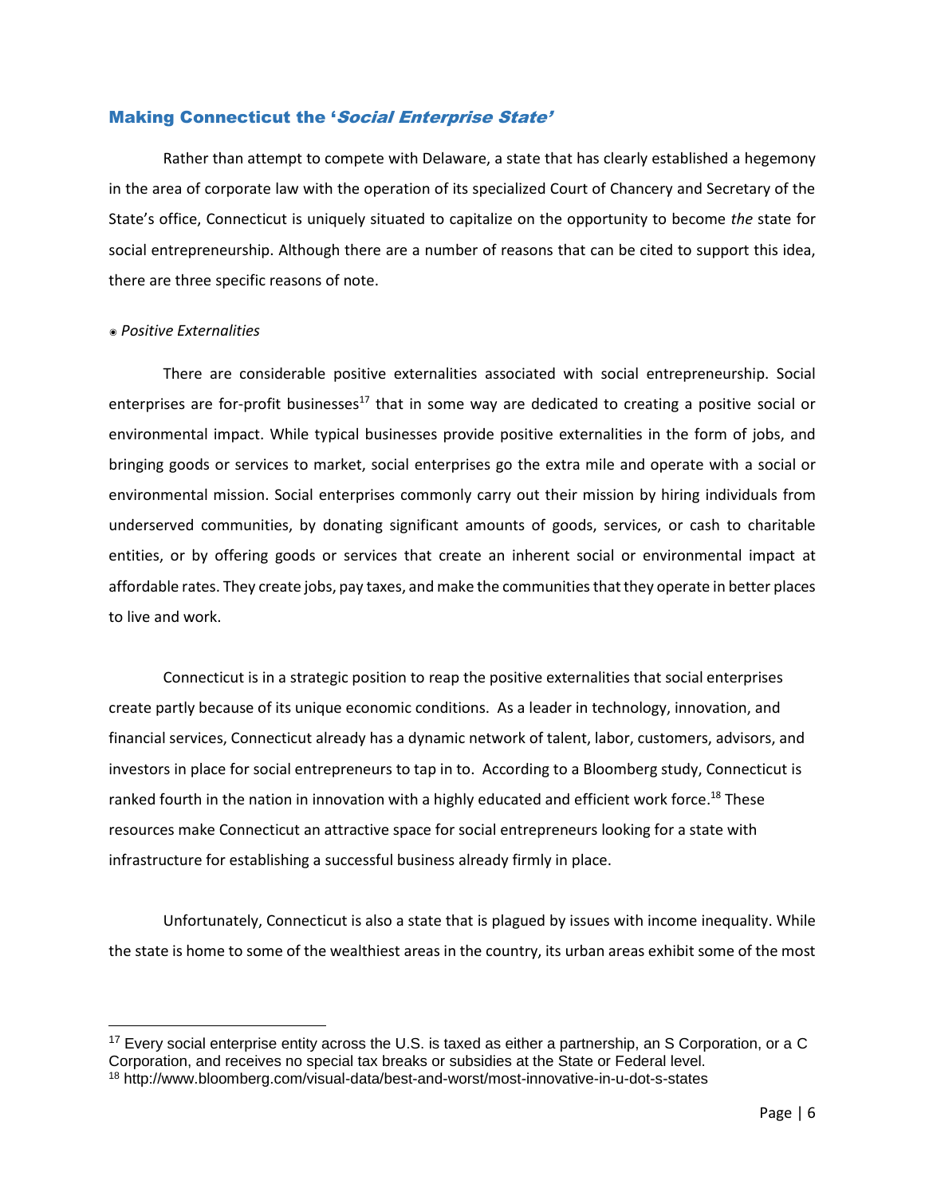## Making Connecticut the '*Social Enterprise State*'

Rather than attempt to compete with Delaware, a state that has clearly established a hegemony in the area of corporate law with the operation of its specialized Court of Chancery and Secretary of the State's office, Connecticut is uniquely situated to capitalize on the opportunity to become *the* state for social entrepreneurship. Although there are a number of reasons that can be cited to support this idea, there are three specific reasons of note.

◉ *Positive Externalities*

There are considerable positive externalities associated with social entrepreneurship. Social enterprises are for-profit businesses[17] that in some way are dedicated to creating a positive social or environmental impact. While typical businesses provide positive externalities in the form of jobs, and bringing goods or services to market, social enterprises go the extra mile and operate with a social or environmental mission. Social enterprises commonly carry out their mission by hiring individuals from underserved communities, by donating significant amounts of goods, services, or cash to charitable entities, or by offering goods or services that create an inherent social or environmental impact at affordable rates. They create jobs, pay taxes, and make the communities that they operate in better places to live and work.

Connecticut is in a strategic position to reap the positive externalities that social enterprises create partly because of its unique economic conditions. As a leader in technology, innovation, and financial services, Connecticut already has a dynamic network of talent, labor, customers, advisors, and investors in place for social entrepreneurs to tap in to. According to a Bloomberg study, Connecticut is ranked fourth in the nation in innovation with a highly educated and efficient work force.[18] These resources make Connecticut an attractive space for social entrepreneurs looking for a state with infrastructure for establishing a successful business already firmly in place.

Unfortunately, Connecticut is also a state that is plagued by issues with income inequality. While the state is home to some of the wealthiest areas in the country, its urban areas exhibit some of the most

---

[17] Every social enterprise entity across the U.S. is taxed as either a partnership, an S Corporation, or a C Corporation, and receives no special tax breaks or subsidies at the State or Federal level.

[18] http://www.bloomberg.com/visual-data/best-and-worst/most-innovative-in-u-dot-s-states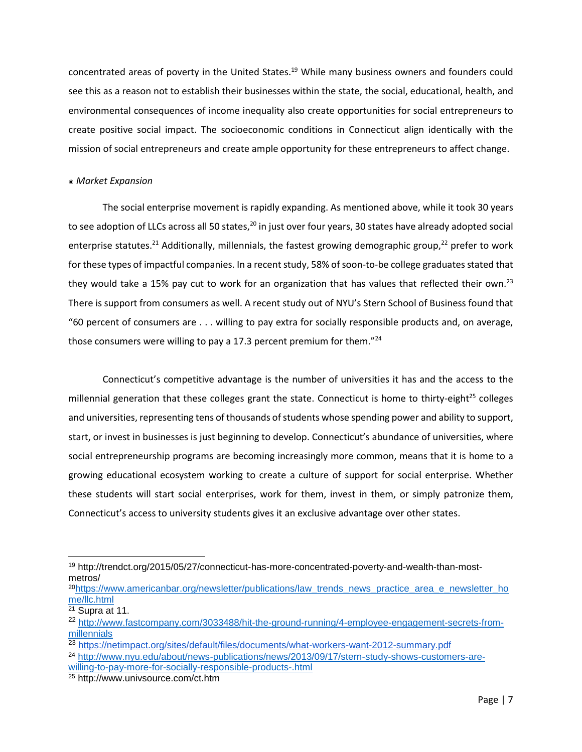concentrated areas of poverty in the United States.[19] While many business owners and founders could see this as a reason not to establish their businesses within the state, the social, educational, health, and environmental consequences of income inequality also create opportunities for social entrepreneurs to create positive social impact. The socioeconomic conditions in Connecticut align identically with the mission of social entrepreneurs and create ample opportunity for these entrepreneurs to affect change.

◉ *Market Expansion*

The social enterprise movement is rapidly expanding. As mentioned above, while it took 30 years to see adoption of LLCs across all 50 states,[20] in just over four years, 30 states have already adopted social enterprise statutes.[21] Additionally, millennials, the fastest growing demographic group,[22] prefer to work for these types of impactful companies. In a recent study, 58% of soon-to-be college graduates stated that they would take a 15% pay cut to work for an organization that has values that reflected their own.[23] There is support from consumers as well. A recent study out of NYU's Stern School of Business found that "60 percent of consumers are . . . willing to pay extra for socially responsible products and, on average, those consumers were willing to pay a 17.3 percent premium for them."[24]

Connecticut's competitive advantage is the number of universities it has and the access to the millennial generation that these colleges grant the state. Connecticut is home to thirty-eight[25] colleges and universities, representing tens of thousands of students whose spending power and ability to support, start, or invest in businesses is just beginning to develop. Connecticut's abundance of universities, where social entrepreneurship programs are becoming increasingly more common, means that it is home to a growing educational ecosystem working to create a culture of support for social enterprise. Whether these students will start social enterprises, work for them, invest in them, or simply patronize them, Connecticut's access to university students gives it an exclusive advantage over other states.

---

[19] http://trendct.org/2015/05/27/connecticut-has-more-concentrated-poverty-and-wealth-than-most-metros/

[20] https://www.americanbar.org/newsletter/publications/law_trends_news_practice_area_e_newsletter_home/llc.html

[21] Supra at 11.

[22] http://www.fastcompany.com/3033488/hit-the-ground-running/4-employee-engagement-secrets-from-millennials

[23] https://netimpact.org/sites/default/files/documents/what-workers-want-2012-summary.pdf

[24] http://www.nyu.edu/about/news-publications/news/2013/09/17/stern-study-shows-customers-are-willing-to-pay-more-for-socially-responsible-products-.html

[25] http://www.univsource.com/ct.htm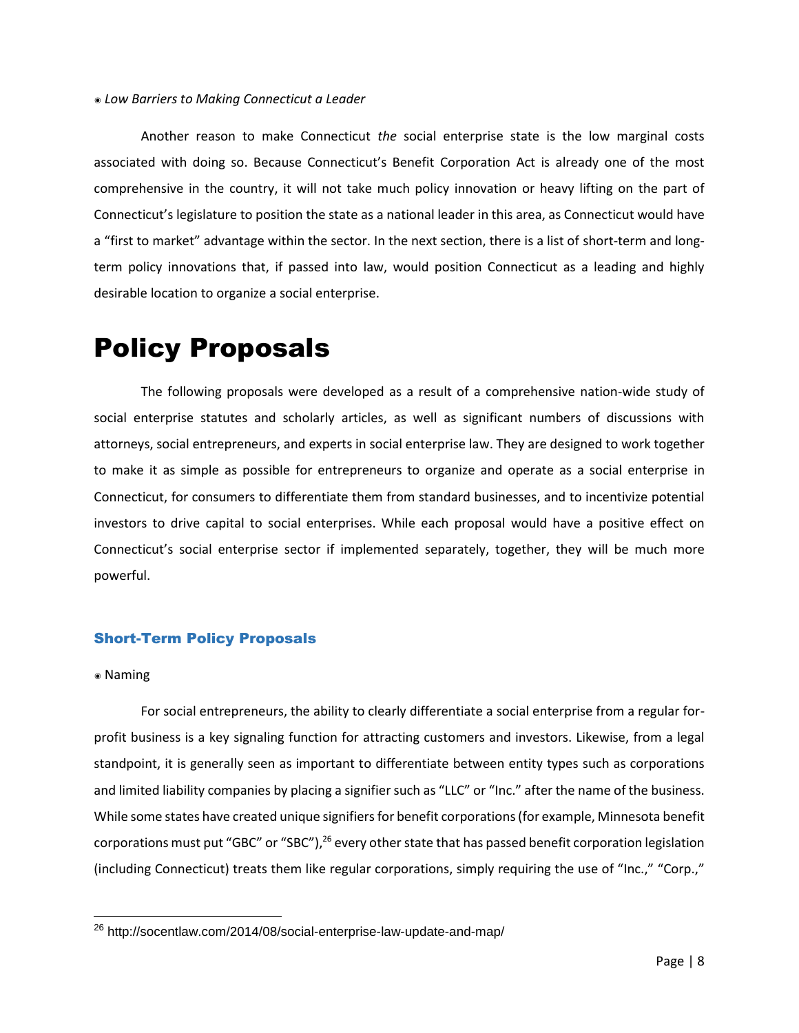◉ *Low Barriers to Making Connecticut a Leader*

Another reason to make Connecticut *the* social enterprise state is the low marginal costs associated with doing so. Because Connecticut's Benefit Corporation Act is already one of the most comprehensive in the country, it will not take much policy innovation or heavy lifting on the part of Connecticut's legislature to position the state as a national leader in this area, as Connecticut would have a "first to market" advantage within the sector. In the next section, there is a list of short-term and long-term policy innovations that, if passed into law, would position Connecticut as a leading and highly desirable location to organize a social enterprise.

# Policy Proposals

The following proposals were developed as a result of a comprehensive nation-wide study of social enterprise statutes and scholarly articles, as well as significant numbers of discussions with attorneys, social entrepreneurs, and experts in social enterprise law. They are designed to work together to make it as simple as possible for entrepreneurs to organize and operate as a social enterprise in Connecticut, for consumers to differentiate them from standard businesses, and to incentivize potential investors to drive capital to social enterprises. While each proposal would have a positive effect on Connecticut's social enterprise sector if implemented separately, together, they will be much more powerful.

## Short-Term Policy Proposals

◉ Naming

For social entrepreneurs, the ability to clearly differentiate a social enterprise from a regular for-profit business is a key signaling function for attracting customers and investors. Likewise, from a legal standpoint, it is generally seen as important to differentiate between entity types such as corporations and limited liability companies by placing a signifier such as "LLC" or "Inc." after the name of the business. While some states have created unique signifiers for benefit corporations (for example, Minnesota benefit corporations must put "GBC" or "SBC"),[26] every other state that has passed benefit corporation legislation (including Connecticut) treats them like regular corporations, simply requiring the use of "Inc.," "Corp.,"

[26] http://socentlaw.com/2014/08/social-enterprise-law-update-and-map/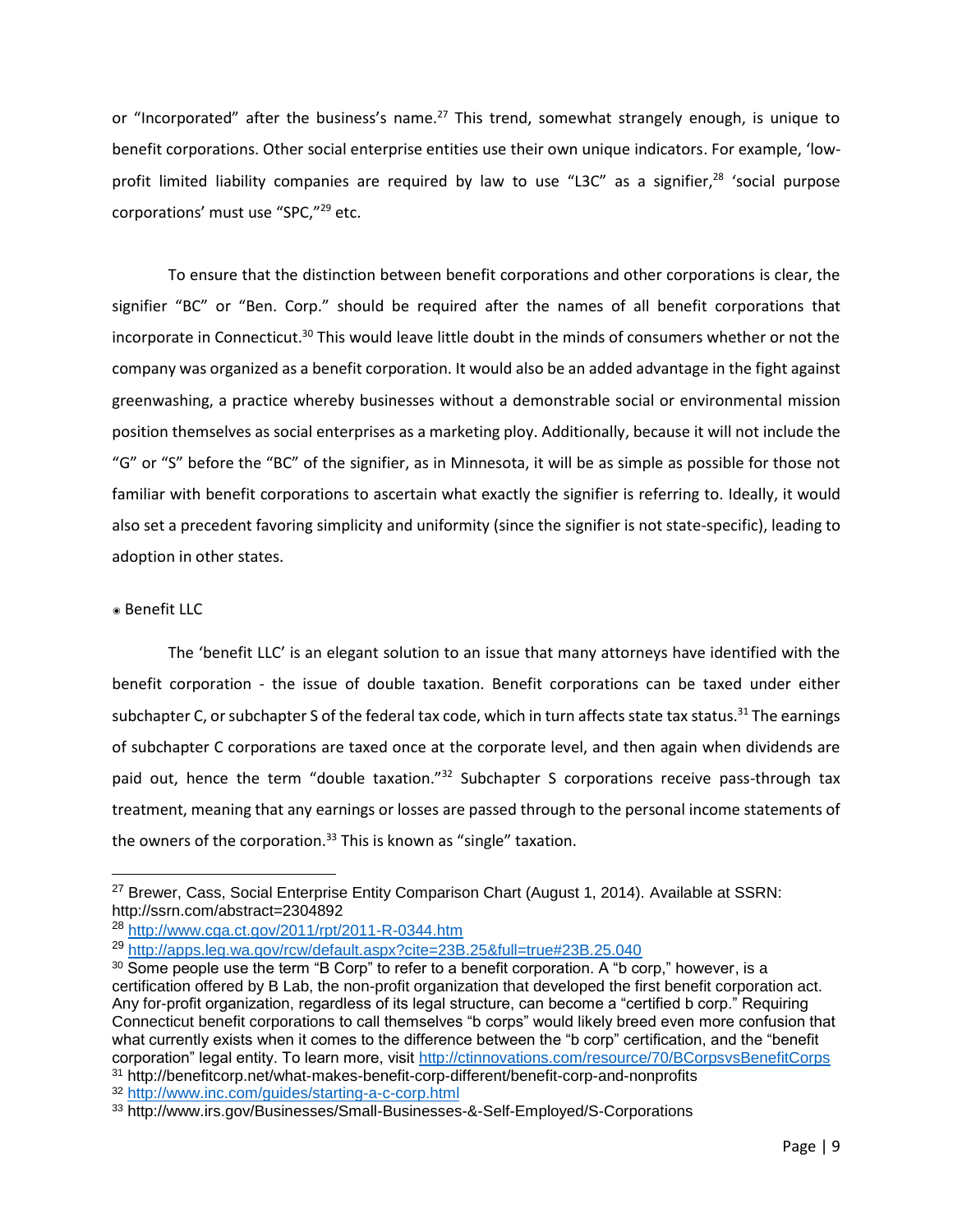or "Incorporated" after the business's name.[27] This trend, somewhat strangely enough, is unique to benefit corporations. Other social enterprise entities use their own unique indicators. For example, 'low-profit limited liability companies are required by law to use "L3C" as a signifier,[28] 'social purpose corporations' must use "SPC,"[29] etc.

To ensure that the distinction between benefit corporations and other corporations is clear, the signifier "BC" or "Ben. Corp." should be required after the names of all benefit corporations that incorporate in Connecticut.[30] This would leave little doubt in the minds of consumers whether or not the company was organized as a benefit corporation. It would also be an added advantage in the fight against greenwashing, a practice whereby businesses without a demonstrable social or environmental mission position themselves as social enterprises as a marketing ploy. Additionally, because it will not include the "G" or "S" before the "BC" of the signifier, as in Minnesota, it will be as simple as possible for those not familiar with benefit corporations to ascertain what exactly the signifier is referring to. Ideally, it would also set a precedent favoring simplicity and uniformity (since the signifier is not state-specific), leading to adoption in other states.

◉ Benefit LLC

The 'benefit LLC' is an elegant solution to an issue that many attorneys have identified with the benefit corporation - the issue of double taxation. Benefit corporations can be taxed under either subchapter C, or subchapter S of the federal tax code, which in turn affects state tax status.[31] The earnings of subchapter C corporations are taxed once at the corporate level, and then again when dividends are paid out, hence the term "double taxation."[32] Subchapter S corporations receive pass-through tax treatment, meaning that any earnings or losses are passed through to the personal income statements of the owners of the corporation.[33] This is known as "single" taxation.

---

[27] Brewer, Cass, Social Enterprise Entity Comparison Chart (August 1, 2014). Available at SSRN: http://ssrn.com/abstract=2304892

[28] http://www.cga.ct.gov/2011/rpt/2011-R-0344.htm

[29] http://apps.leg.wa.gov/rcw/default.aspx?cite=23B.25&full=true#23B.25.040

[30] Some people use the term "B Corp" to refer to a benefit corporation. A "b corp," however, is a certification offered by B Lab, the non-profit organization that developed the first benefit corporation act. Any for-profit organization, regardless of its legal structure, can become a "certified b corp." Requiring Connecticut benefit corporations to call themselves "b corps" would likely breed even more confusion that what currently exists when it comes to the difference between the "b corp" certification, and the "benefit corporation" legal entity. To learn more, visit http://ctinnovations.com/resource/70/BCorpsvsBenefitCorps

[31] http://benefitcorp.net/what-makes-benefit-corp-different/benefit-corp-and-nonprofits

[32] http://www.inc.com/guides/starting-a-c-corp.html

[33] http://www.irs.gov/Businesses/Small-Businesses-&-Self-Employed/S-Corporations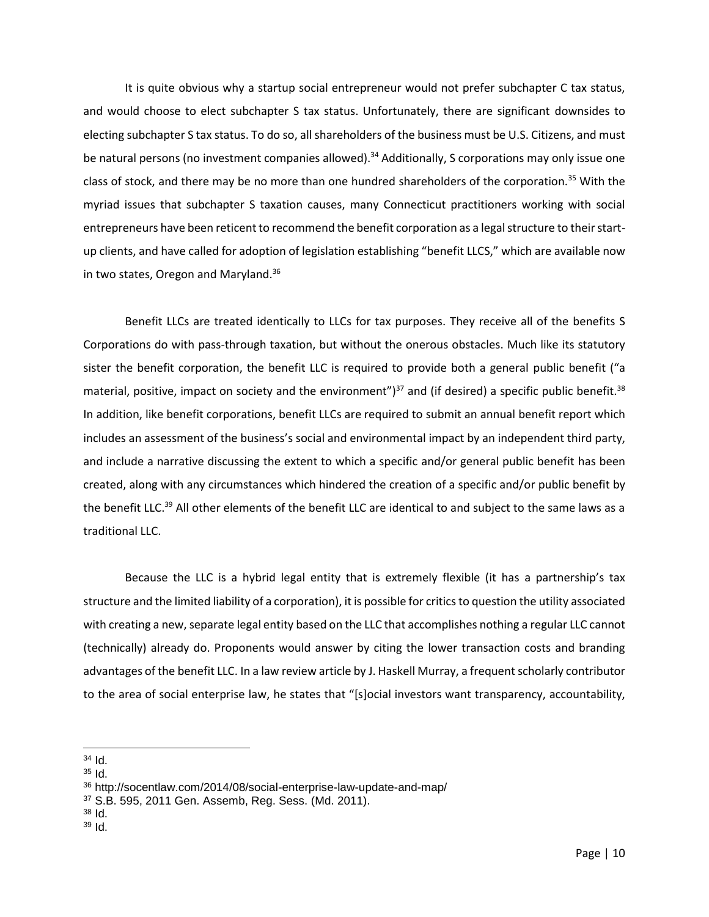It is quite obvious why a startup social entrepreneur would not prefer subchapter C tax status, and would choose to elect subchapter S tax status. Unfortunately, there are significant downsides to electing subchapter S tax status. To do so, all shareholders of the business must be U.S. Citizens, and must be natural persons (no investment companies allowed).[34] Additionally, S corporations may only issue one class of stock, and there may be no more than one hundred shareholders of the corporation.[35] With the myriad issues that subchapter S taxation causes, many Connecticut practitioners working with social entrepreneurs have been reticent to recommend the benefit corporation as a legal structure to their start-up clients, and have called for adoption of legislation establishing "benefit LLCS," which are available now in two states, Oregon and Maryland.[36]

Benefit LLCs are treated identically to LLCs for tax purposes. They receive all of the benefits S Corporations do with pass-through taxation, but without the onerous obstacles. Much like its statutory sister the benefit corporation, the benefit LLC is required to provide both a general public benefit ("a material, positive, impact on society and the environment")[37] and (if desired) a specific public benefit.[38] In addition, like benefit corporations, benefit LLCs are required to submit an annual benefit report which includes an assessment of the business's social and environmental impact by an independent third party, and include a narrative discussing the extent to which a specific and/or general public benefit has been created, along with any circumstances which hindered the creation of a specific and/or public benefit by the benefit LLC.[39] All other elements of the benefit LLC are identical to and subject to the same laws as a traditional LLC.

Because the LLC is a hybrid legal entity that is extremely flexible (it has a partnership's tax structure and the limited liability of a corporation), it is possible for critics to question the utility associated with creating a new, separate legal entity based on the LLC that accomplishes nothing a regular LLC cannot (technically) already do. Proponents would answer by citing the lower transaction costs and branding advantages of the benefit LLC. In a law review article by J. Haskell Murray, a frequent scholarly contributor to the area of social enterprise law, he states that "[s]ocial investors want transparency, accountability,

---

[34] Id.
[35] Id.
[36] http://socentlaw.com/2014/08/social-enterprise-law-update-and-map/
[37] S.B. 595, 2011 Gen. Assemb, Reg. Sess. (Md. 2011).
[38] Id.
[39] Id.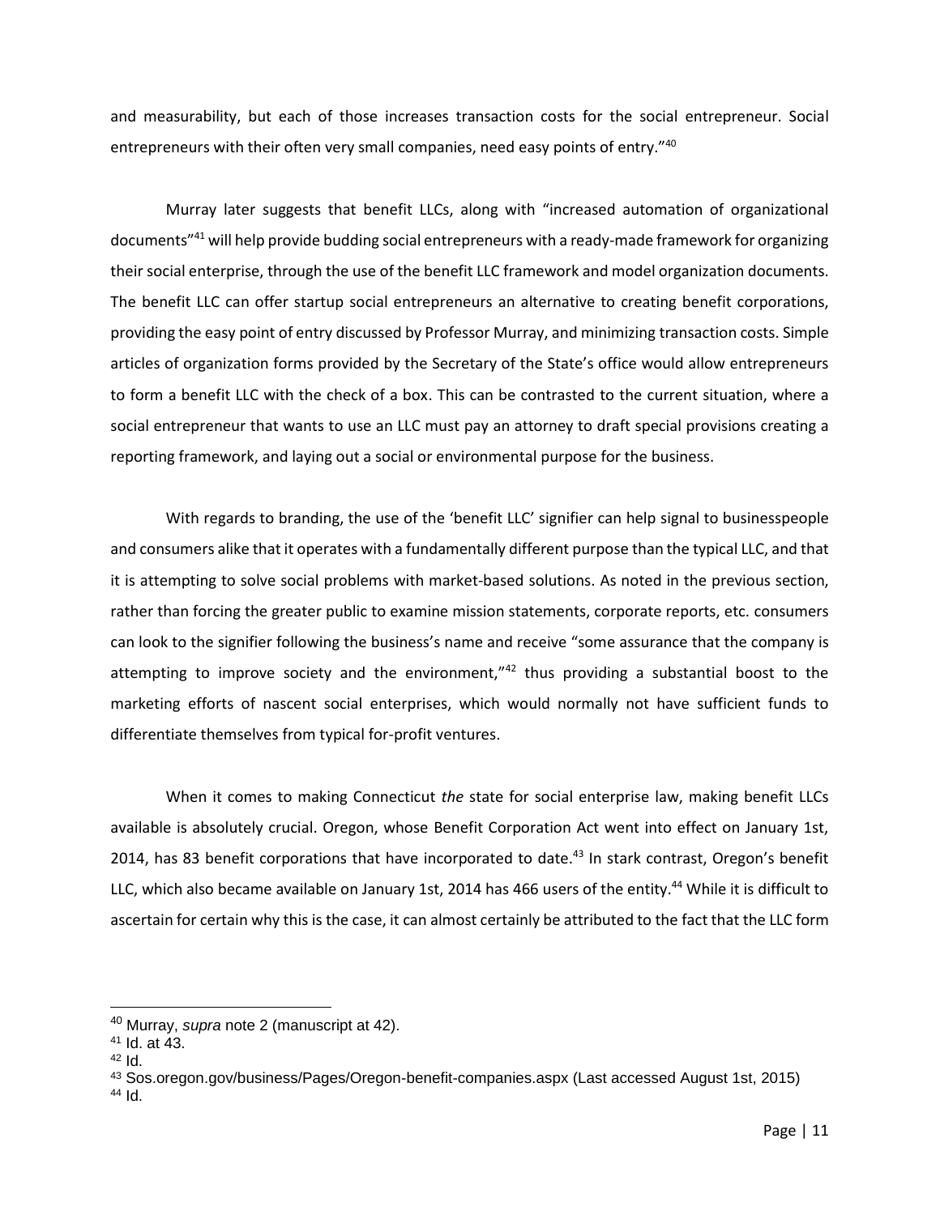and measurability, but each of those increases transaction costs for the social entrepreneur. Social entrepreneurs with their often very small companies, need easy points of entry."[40]

Murray later suggests that benefit LLCs, along with "increased automation of organizational documents"[41] will help provide budding social entrepreneurs with a ready-made framework for organizing their social enterprise, through the use of the benefit LLC framework and model organization documents. The benefit LLC can offer startup social entrepreneurs an alternative to creating benefit corporations, providing the easy point of entry discussed by Professor Murray, and minimizing transaction costs. Simple articles of organization forms provided by the Secretary of the State's office would allow entrepreneurs to form a benefit LLC with the check of a box. This can be contrasted to the current situation, where a social entrepreneur that wants to use an LLC must pay an attorney to draft special provisions creating a reporting framework, and laying out a social or environmental purpose for the business.

With regards to branding, the use of the 'benefit LLC' signifier can help signal to businesspeople and consumers alike that it operates with a fundamentally different purpose than the typical LLC, and that it is attempting to solve social problems with market-based solutions. As noted in the previous section, rather than forcing the greater public to examine mission statements, corporate reports, etc. consumers can look to the signifier following the business's name and receive "some assurance that the company is attempting to improve society and the environment,"[42] thus providing a substantial boost to the marketing efforts of nascent social enterprises, which would normally not have sufficient funds to differentiate themselves from typical for-profit ventures.

When it comes to making Connecticut *the* state for social enterprise law, making benefit LLCs available is absolutely crucial. Oregon, whose Benefit Corporation Act went into effect on January 1st, 2014, has 83 benefit corporations that have incorporated to date.[43] In stark contrast, Oregon's benefit LLC, which also became available on January 1st, 2014 has 466 users of the entity.[44] While it is difficult to ascertain for certain why this is the case, it can almost certainly be attributed to the fact that the LLC form

---

[40] Murray, *supra* note 2 (manuscript at 42).

[41] Id. at 43.

[42] Id.

[43] Sos.oregon.gov/business/Pages/Oregon-benefit-companies.aspx (Last accessed August 1st, 2015)

[44] Id.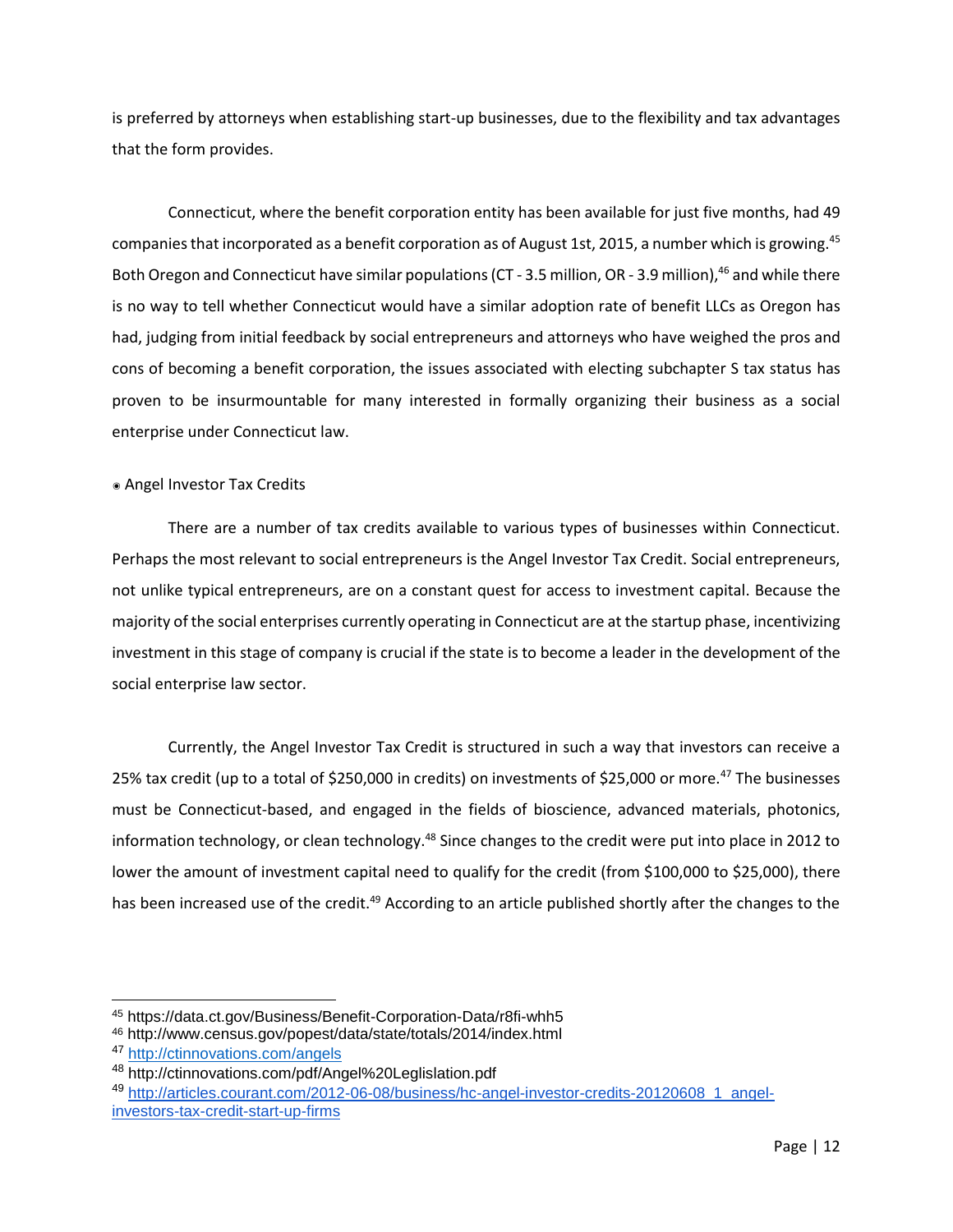is preferred by attorneys when establishing start-up businesses, due to the flexibility and tax advantages that the form provides.

Connecticut, where the benefit corporation entity has been available for just five months, had 49 companies that incorporated as a benefit corporation as of August 1st, 2015, a number which is growing.[45] Both Oregon and Connecticut have similar populations (CT - 3.5 million, OR - 3.9 million),[46] and while there is no way to tell whether Connecticut would have a similar adoption rate of benefit LLCs as Oregon has had, judging from initial feedback by social entrepreneurs and attorneys who have weighed the pros and cons of becoming a benefit corporation, the issues associated with electing subchapter S tax status has proven to be insurmountable for many interested in formally organizing their business as a social enterprise under Connecticut law.

◉ Angel Investor Tax Credits

There are a number of tax credits available to various types of businesses within Connecticut. Perhaps the most relevant to social entrepreneurs is the Angel Investor Tax Credit. Social entrepreneurs, not unlike typical entrepreneurs, are on a constant quest for access to investment capital. Because the majority of the social enterprises currently operating in Connecticut are at the startup phase, incentivizing investment in this stage of company is crucial if the state is to become a leader in the development of the social enterprise law sector.

Currently, the Angel Investor Tax Credit is structured in such a way that investors can receive a 25% tax credit (up to a total of $250,000 in credits) on investments of $25,000 or more.[47] The businesses must be Connecticut-based, and engaged in the fields of bioscience, advanced materials, photonics, information technology, or clean technology.[48] Since changes to the credit were put into place in 2012 to lower the amount of investment capital need to qualify for the credit (from $100,000 to $25,000), there has been increased use of the credit.[49] According to an article published shortly after the changes to the

---

[45] https://data.ct.gov/Business/Benefit-Corporation-Data/r8fi-whh5

[46] http://www.census.gov/popest/data/state/totals/2014/index.html

[47] http://ctinnovations.com/angels

[48] http://ctinnovations.com/pdf/Angel%20Leglislation.pdf

[49] http://articles.courant.com/2012-06-08/business/hc-angel-investor-credits-20120608_1_angel-investors-tax-credit-start-up-firms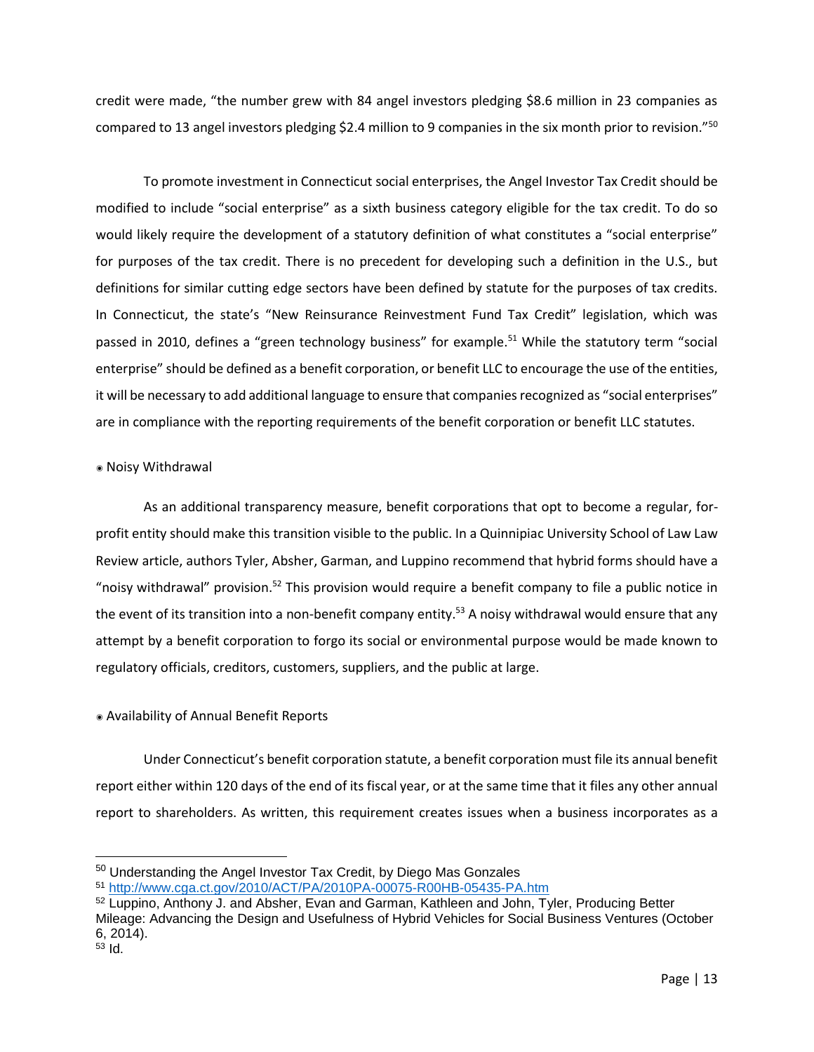credit were made, "the number grew with 84 angel investors pledging $8.6 million in 23 companies as compared to 13 angel investors pledging $2.4 million to 9 companies in the six month prior to revision."[50]

To promote investment in Connecticut social enterprises, the Angel Investor Tax Credit should be modified to include "social enterprise" as a sixth business category eligible for the tax credit. To do so would likely require the development of a statutory definition of what constitutes a "social enterprise" for purposes of the tax credit. There is no precedent for developing such a definition in the U.S., but definitions for similar cutting edge sectors have been defined by statute for the purposes of tax credits. In Connecticut, the state's "New Reinsurance Reinvestment Fund Tax Credit" legislation, which was passed in 2010, defines a "green technology business" for example.[51] While the statutory term "social enterprise" should be defined as a benefit corporation, or benefit LLC to encourage the use of the entities, it will be necessary to add additional language to ensure that companies recognized as "social enterprises" are in compliance with the reporting requirements of the benefit corporation or benefit LLC statutes.

- Noisy Withdrawal

As an additional transparency measure, benefit corporations that opt to become a regular, for-profit entity should make this transition visible to the public. In a Quinnipiac University School of Law Law Review article, authors Tyler, Absher, Garman, and Luppino recommend that hybrid forms should have a "noisy withdrawal" provision.[52] This provision would require a benefit company to file a public notice in the event of its transition into a non-benefit company entity.[53] A noisy withdrawal would ensure that any attempt by a benefit corporation to forgo its social or environmental purpose would be made known to regulatory officials, creditors, customers, suppliers, and the public at large.

- Availability of Annual Benefit Reports

Under Connecticut's benefit corporation statute, a benefit corporation must file its annual benefit report either within 120 days of the end of its fiscal year, or at the same time that it files any other annual report to shareholders. As written, this requirement creates issues when a business incorporates as a

---

[50] Understanding the Angel Investor Tax Credit, by Diego Mas Gonzales

[51] http://www.cga.ct.gov/2010/ACT/PA/2010PA-00075-R00HB-05435-PA.htm

[52] Luppino, Anthony J. and Absher, Evan and Garman, Kathleen and John, Tyler, Producing Better Mileage: Advancing the Design and Usefulness of Hybrid Vehicles for Social Business Ventures (October 6, 2014).

[53] Id.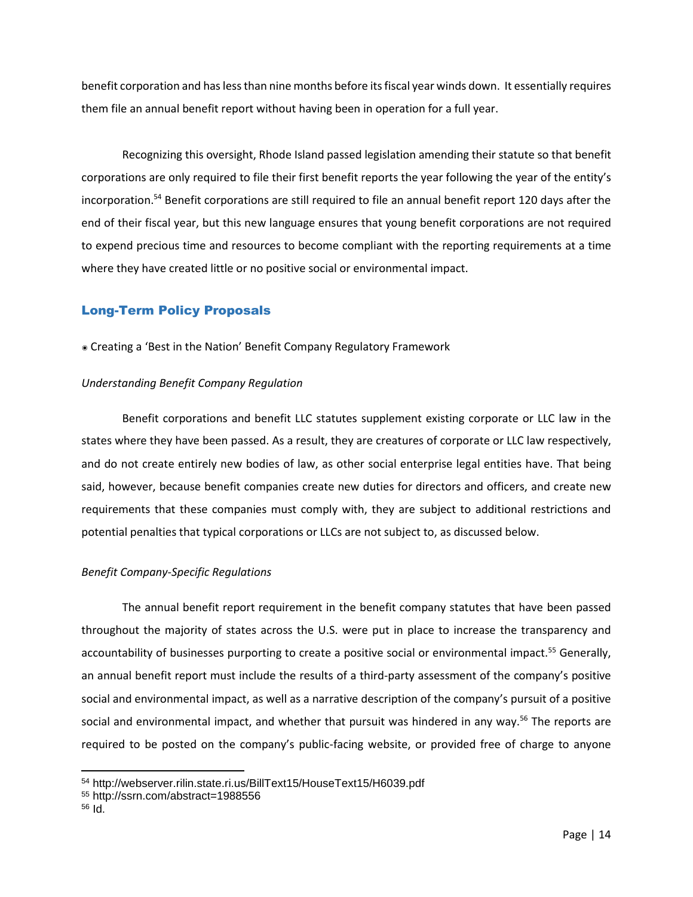benefit corporation and has less than nine months before its fiscal year winds down. It essentially requires them file an annual benefit report without having been in operation for a full year.

Recognizing this oversight, Rhode Island passed legislation amending their statute so that benefit corporations are only required to file their first benefit reports the year following the year of the entity's incorporation.[54] Benefit corporations are still required to file an annual benefit report 120 days after the end of their fiscal year, but this new language ensures that young benefit corporations are not required to expend precious time and resources to become compliant with the reporting requirements at a time where they have created little or no positive social or environmental impact.

## Long-Term Policy Proposals

◉ Creating a 'Best in the Nation' Benefit Company Regulatory Framework

*Understanding Benefit Company Regulation*

Benefit corporations and benefit LLC statutes supplement existing corporate or LLC law in the states where they have been passed. As a result, they are creatures of corporate or LLC law respectively, and do not create entirely new bodies of law, as other social enterprise legal entities have. That being said, however, because benefit companies create new duties for directors and officers, and create new requirements that these companies must comply with, they are subject to additional restrictions and potential penalties that typical corporations or LLCs are not subject to, as discussed below.

*Benefit Company-Specific Regulations*

The annual benefit report requirement in the benefit company statutes that have been passed throughout the majority of states across the U.S. were put in place to increase the transparency and accountability of businesses purporting to create a positive social or environmental impact.[55] Generally, an annual benefit report must include the results of a third-party assessment of the company's positive social and environmental impact, as well as a narrative description of the company's pursuit of a positive social and environmental impact, and whether that pursuit was hindered in any way.[56] The reports are required to be posted on the company's public-facing website, or provided free of charge to anyone

---

[54] http://webserver.rilin.state.ri.us/BillText15/HouseText15/H6039.pdf

[55] http://ssrn.com/abstract=1988556

[56] Id.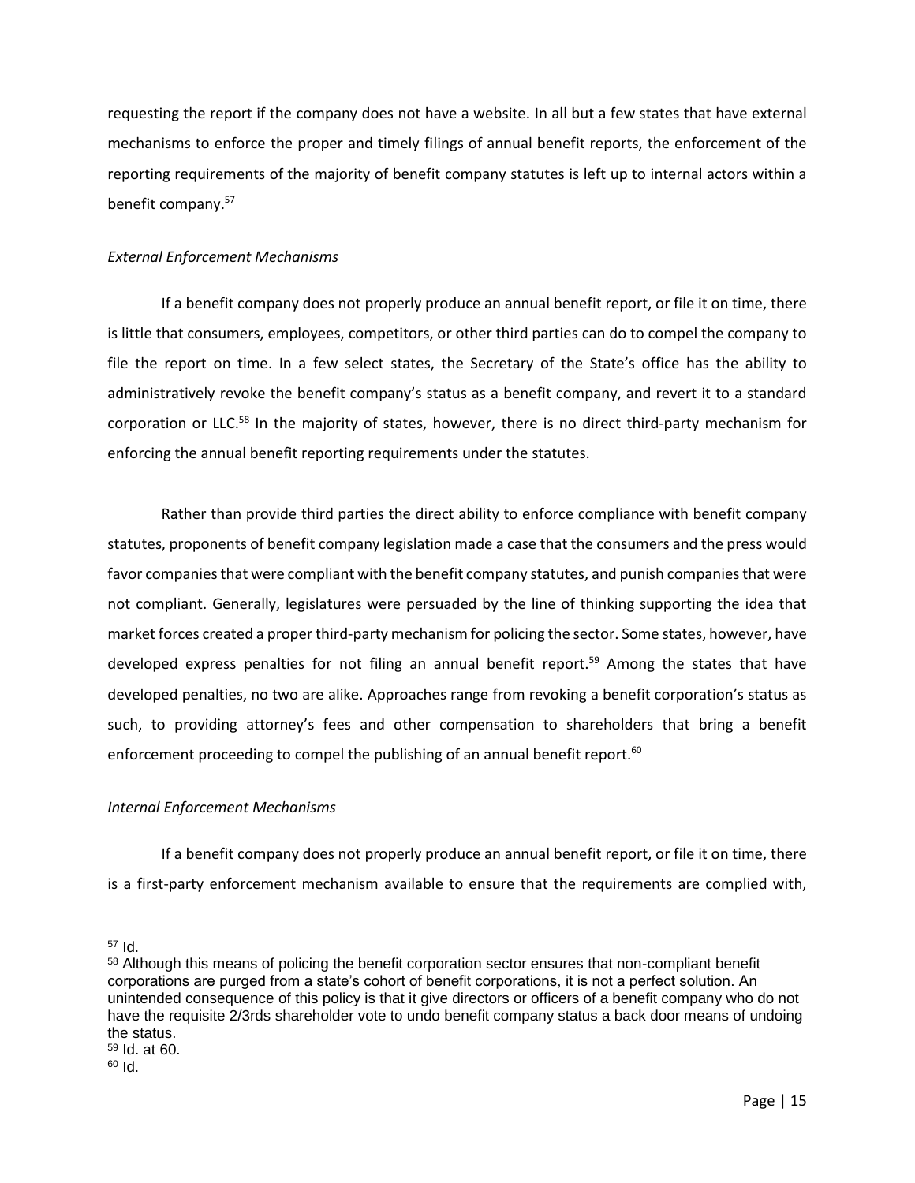requesting the report if the company does not have a website. In all but a few states that have external mechanisms to enforce the proper and timely filings of annual benefit reports, the enforcement of the reporting requirements of the majority of benefit company statutes is left up to internal actors within a benefit company.[57]

*External Enforcement Mechanisms*

If a benefit company does not properly produce an annual benefit report, or file it on time, there is little that consumers, employees, competitors, or other third parties can do to compel the company to file the report on time. In a few select states, the Secretary of the State's office has the ability to administratively revoke the benefit company's status as a benefit company, and revert it to a standard corporation or LLC.[58] In the majority of states, however, there is no direct third-party mechanism for enforcing the annual benefit reporting requirements under the statutes.

Rather than provide third parties the direct ability to enforce compliance with benefit company statutes, proponents of benefit company legislation made a case that the consumers and the press would favor companies that were compliant with the benefit company statutes, and punish companies that were not compliant. Generally, legislatures were persuaded by the line of thinking supporting the idea that market forces created a proper third-party mechanism for policing the sector. Some states, however, have developed express penalties for not filing an annual benefit report.[59] Among the states that have developed penalties, no two are alike. Approaches range from revoking a benefit corporation's status as such, to providing attorney's fees and other compensation to shareholders that bring a benefit enforcement proceeding to compel the publishing of an annual benefit report.[60]

*Internal Enforcement Mechanisms*

If a benefit company does not properly produce an annual benefit report, or file it on time, there is a first-party enforcement mechanism available to ensure that the requirements are complied with,

---

[57] Id.

[58] Although this means of policing the benefit corporation sector ensures that non-compliant benefit corporations are purged from a state's cohort of benefit corporations, it is not a perfect solution. An unintended consequence of this policy is that it give directors or officers of a benefit company who do not have the requisite 2/3rds shareholder vote to undo benefit company status a back door means of undoing the status.

[59] Id. at 60.

[60] Id.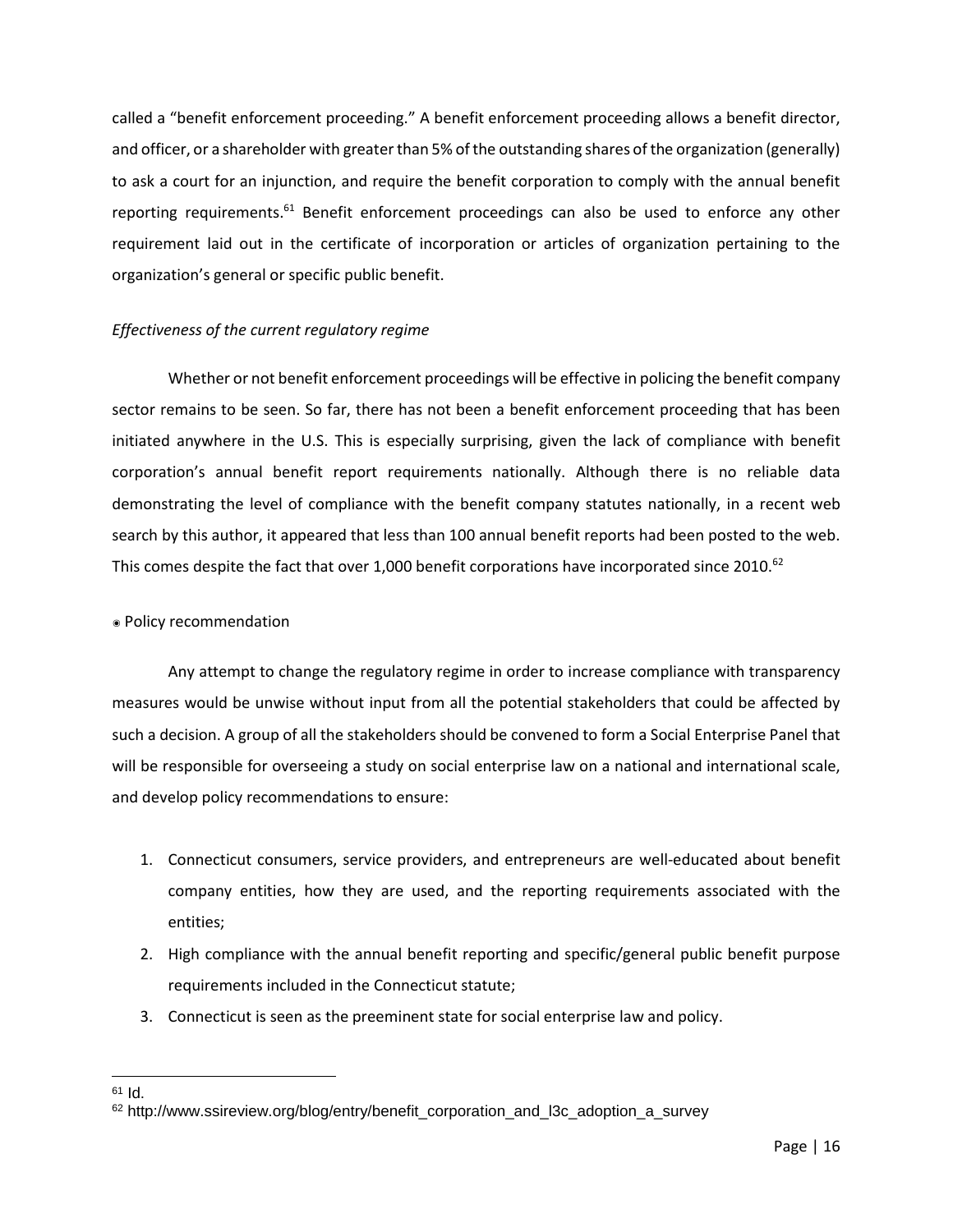called a "benefit enforcement proceeding." A benefit enforcement proceeding allows a benefit director, and officer, or a shareholder with greater than 5% of the outstanding shares of the organization (generally) to ask a court for an injunction, and require the benefit corporation to comply with the annual benefit reporting requirements.[61] Benefit enforcement proceedings can also be used to enforce any other requirement laid out in the certificate of incorporation or articles of organization pertaining to the organization's general or specific public benefit.

*Effectiveness of the current regulatory regime*

Whether or not benefit enforcement proceedings will be effective in policing the benefit company sector remains to be seen. So far, there has not been a benefit enforcement proceeding that has been initiated anywhere in the U.S. This is especially surprising, given the lack of compliance with benefit corporation's annual benefit report requirements nationally. Although there is no reliable data demonstrating the level of compliance with the benefit company statutes nationally, in a recent web search by this author, it appeared that less than 100 annual benefit reports had been posted to the web. This comes despite the fact that over 1,000 benefit corporations have incorporated since 2010.[62]

◉ Policy recommendation

Any attempt to change the regulatory regime in order to increase compliance with transparency measures would be unwise without input from all the potential stakeholders that could be affected by such a decision. A group of all the stakeholders should be convened to form a Social Enterprise Panel that will be responsible for overseeing a study on social enterprise law on a national and international scale, and develop policy recommendations to ensure:

1. Connecticut consumers, service providers, and entrepreneurs are well-educated about benefit company entities, how they are used, and the reporting requirements associated with the entities;
2. High compliance with the annual benefit reporting and specific/general public benefit purpose requirements included in the Connecticut statute;
3. Connecticut is seen as the preeminent state for social enterprise law and policy.

---

[61] Id.

[62] http://www.ssireview.org/blog/entry/benefit_corporation_and_l3c_adoption_a_survey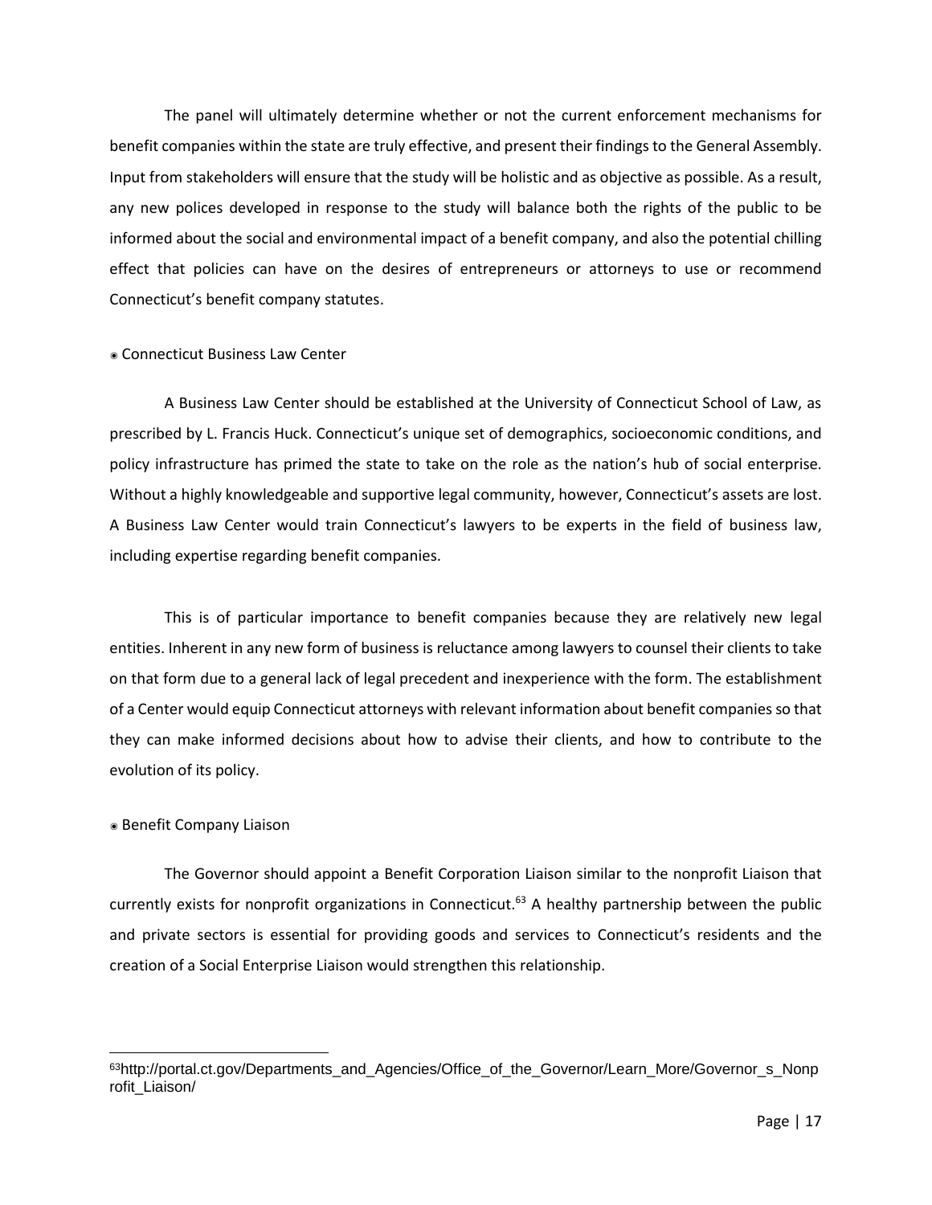The panel will ultimately determine whether or not the current enforcement mechanisms for benefit companies within the state are truly effective, and present their findings to the General Assembly. Input from stakeholders will ensure that the study will be holistic and as objective as possible. As a result, any new polices developed in response to the study will balance both the rights of the public to be informed about the social and environmental impact of a benefit company, and also the potential chilling effect that policies can have on the desires of entrepreneurs or attorneys to use or recommend Connecticut's benefit company statutes.

◉ Connecticut Business Law Center

A Business Law Center should be established at the University of Connecticut School of Law, as prescribed by L. Francis Huck. Connecticut's unique set of demographics, socioeconomic conditions, and policy infrastructure has primed the state to take on the role as the nation's hub of social enterprise. Without a highly knowledgeable and supportive legal community, however, Connecticut's assets are lost. A Business Law Center would train Connecticut's lawyers to be experts in the field of business law, including expertise regarding benefit companies.

This is of particular importance to benefit companies because they are relatively new legal entities. Inherent in any new form of business is reluctance among lawyers to counsel their clients to take on that form due to a general lack of legal precedent and inexperience with the form. The establishment of a Center would equip Connecticut attorneys with relevant information about benefit companies so that they can make informed decisions about how to advise their clients, and how to contribute to the evolution of its policy.

◉ Benefit Company Liaison

The Governor should appoint a Benefit Corporation Liaison similar to the nonprofit Liaison that currently exists for nonprofit organizations in Connecticut.[63] A healthy partnership between the public and private sectors is essential for providing goods and services to Connecticut's residents and the creation of a Social Enterprise Liaison would strengthen this relationship.

---

[63]http://portal.ct.gov/Departments_and_Agencies/Office_of_the_Governor/Learn_More/Governor_s_Nonprofit_Liaison/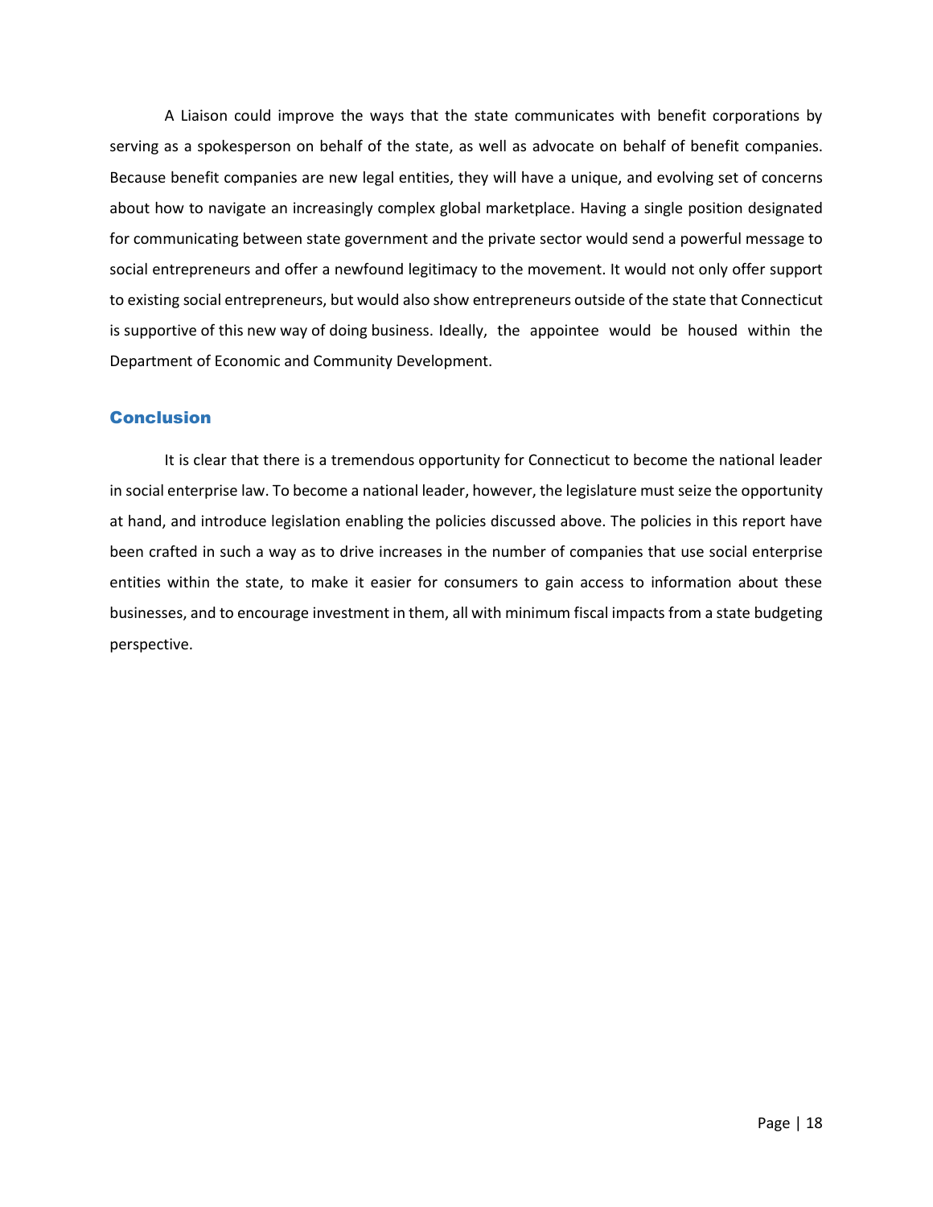A Liaison could improve the ways that the state communicates with benefit corporations by serving as a spokesperson on behalf of the state, as well as advocate on behalf of benefit companies. Because benefit companies are new legal entities, they will have a unique, and evolving set of concerns about how to navigate an increasingly complex global marketplace. Having a single position designated for communicating between state government and the private sector would send a powerful message to social entrepreneurs and offer a newfound legitimacy to the movement. It would not only offer support to existing social entrepreneurs, but would also show entrepreneurs outside of the state that Connecticut is supportive of this new way of doing business. Ideally, the appointee would be housed within the Department of Economic and Community Development.

## Conclusion

It is clear that there is a tremendous opportunity for Connecticut to become the national leader in social enterprise law. To become a national leader, however, the legislature must seize the opportunity at hand, and introduce legislation enabling the policies discussed above. The policies in this report have been crafted in such a way as to drive increases in the number of companies that use social enterprise entities within the state, to make it easier for consumers to gain access to information about these businesses, and to encourage investment in them, all with minimum fiscal impacts from a state budgeting perspective.